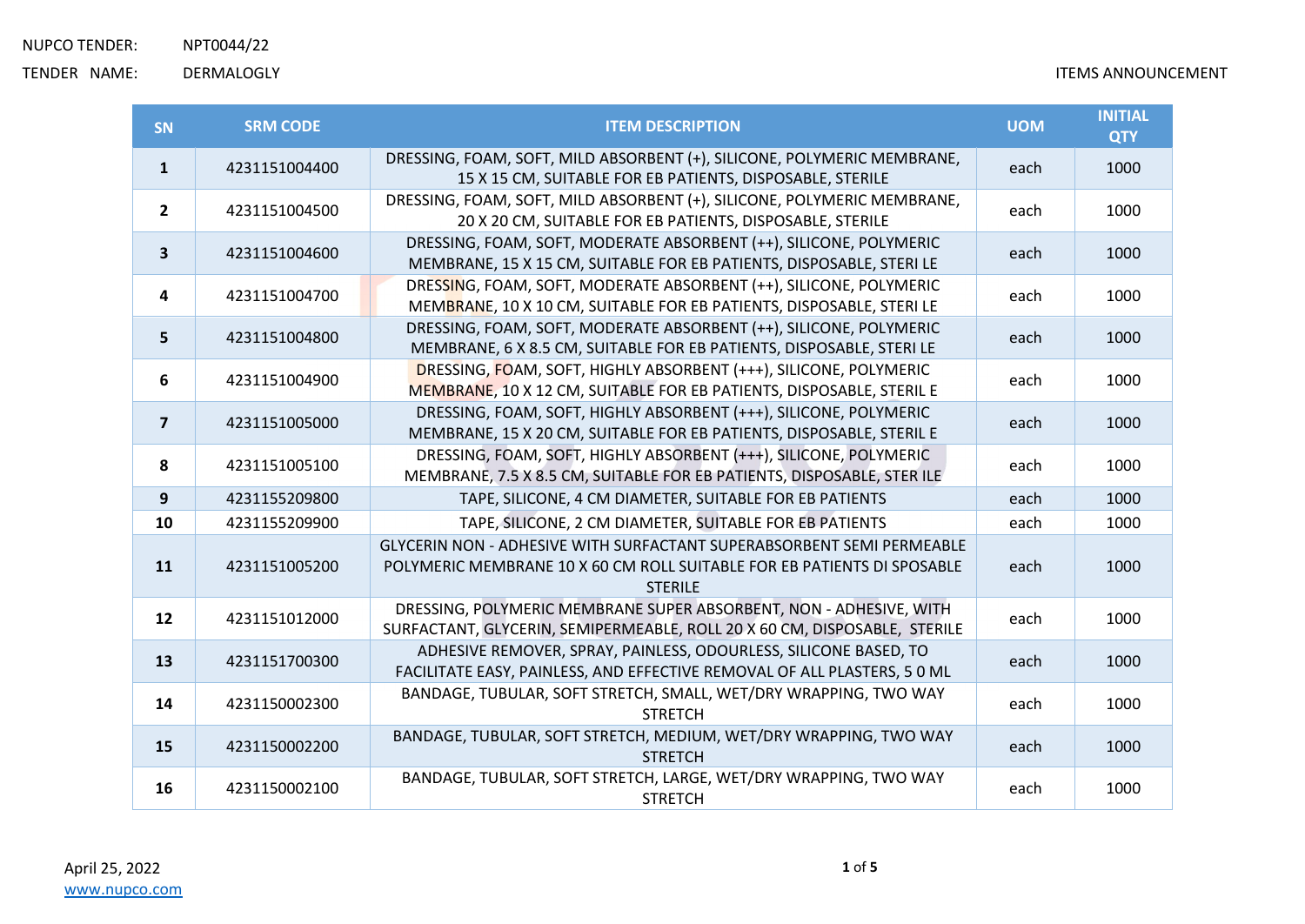NUPCO TENDER: NPT0044/22

TENDER NAME: DERMALOGLY

ITEMS ANNOUNCEMENT

| SN | SRM CODE | ITEM DESCRIPTION | UOM | INITIAL QTY |
|---|---|---|---|---|
| 1 | 4231151004400 | DRESSING, FOAM, SOFT, MILD ABSORBENT (+), SILICONE, POLYMERIC MEMBRANE, 15 X 15 CM, SUITABLE FOR EB PATIENTS, DISPOSABLE, STERILE | each | 1000 |
| 2 | 4231151004500 | DRESSING, FOAM, SOFT, MILD ABSORBENT (+), SILICONE, POLYMERIC MEMBRANE, 20 X 20 CM, SUITABLE FOR EB PATIENTS, DISPOSABLE, STERILE | each | 1000 |
| 3 | 4231151004600 | DRESSING, FOAM, SOFT, MODERATE ABSORBENT (++), SILICONE, POLYMERIC MEMBRANE, 15 X 15 CM, SUITABLE FOR EB PATIENTS, DISPOSABLE, STERI LE | each | 1000 |
| 4 | 4231151004700 | DRESSING, FOAM, SOFT, MODERATE ABSORBENT (++), SILICONE, POLYMERIC MEMBRANE, 10 X 10 CM, SUITABLE FOR EB PATIENTS, DISPOSABLE, STERI LE | each | 1000 |
| 5 | 4231151004800 | DRESSING, FOAM, SOFT, MODERATE ABSORBENT (++), SILICONE, POLYMERIC MEMBRANE, 6 X 8.5 CM, SUITABLE FOR EB PATIENTS, DISPOSABLE, STERI LE | each | 1000 |
| 6 | 4231151004900 | DRESSING, FOAM, SOFT, HIGHLY ABSORBENT (+++), SILICONE, POLYMERIC MEMBRANE, 10 X 12 CM, SUITABLE FOR EB PATIENTS, DISPOSABLE, STERIL E | each | 1000 |
| 7 | 4231151005000 | DRESSING, FOAM, SOFT, HIGHLY ABSORBENT (+++), SILICONE, POLYMERIC MEMBRANE, 15 X 20 CM, SUITABLE FOR EB PATIENTS, DISPOSABLE, STERIL E | each | 1000 |
| 8 | 4231151005100 | DRESSING, FOAM, SOFT, HIGHLY ABSORBENT (+++), SILICONE, POLYMERIC MEMBRANE, 7.5 X 8.5 CM, SUITABLE FOR EB PATIENTS, DISPOSABLE, STER ILE | each | 1000 |
| 9 | 4231155209800 | TAPE, SILICONE, 4 CM DIAMETER, SUITABLE FOR EB PATIENTS | each | 1000 |
| 10 | 4231155209900 | TAPE, SILICONE, 2 CM DIAMETER, SUITABLE FOR EB PATIENTS | each | 1000 |
| 11 | 4231151005200 | GLYCERIN NON - ADHESIVE WITH SURFACTANT SUPERABSORBENT SEMI PERMEABLE POLYMERIC MEMBRANE 10 X 60 CM ROLL SUITABLE FOR EB PATIENTS DI SPOSABLE STERILE | each | 1000 |
| 12 | 4231151012000 | DRESSING, POLYMERIC MEMBRANE SUPER ABSORBENT, NON - ADHESIVE, WITH SURFACTANT, GLYCERIN, SEMIPERMEABLE, ROLL 20 X 60 CM, DISPOSABLE, STERILE | each | 1000 |
| 13 | 4231151700300 | ADHESIVE REMOVER, SPRAY, PAINLESS, ODOURLESS, SILICONE BASED, TO FACILITATE EASY, PAINLESS, AND EFFECTIVE REMOVAL OF ALL PLASTERS, 5 0 ML | each | 1000 |
| 14 | 4231150002300 | BANDAGE, TUBULAR, SOFT STRETCH, SMALL, WET/DRY WRAPPING, TWO WAY STRETCH | each | 1000 |
| 15 | 4231150002200 | BANDAGE, TUBULAR, SOFT STRETCH, MEDIUM, WET/DRY WRAPPING, TWO WAY STRETCH | each | 1000 |
| 16 | 4231150002100 | BANDAGE, TUBULAR, SOFT STRETCH, LARGE, WET/DRY WRAPPING, TWO WAY STRETCH | each | 1000 |

April 25, 2022

www.nupco.com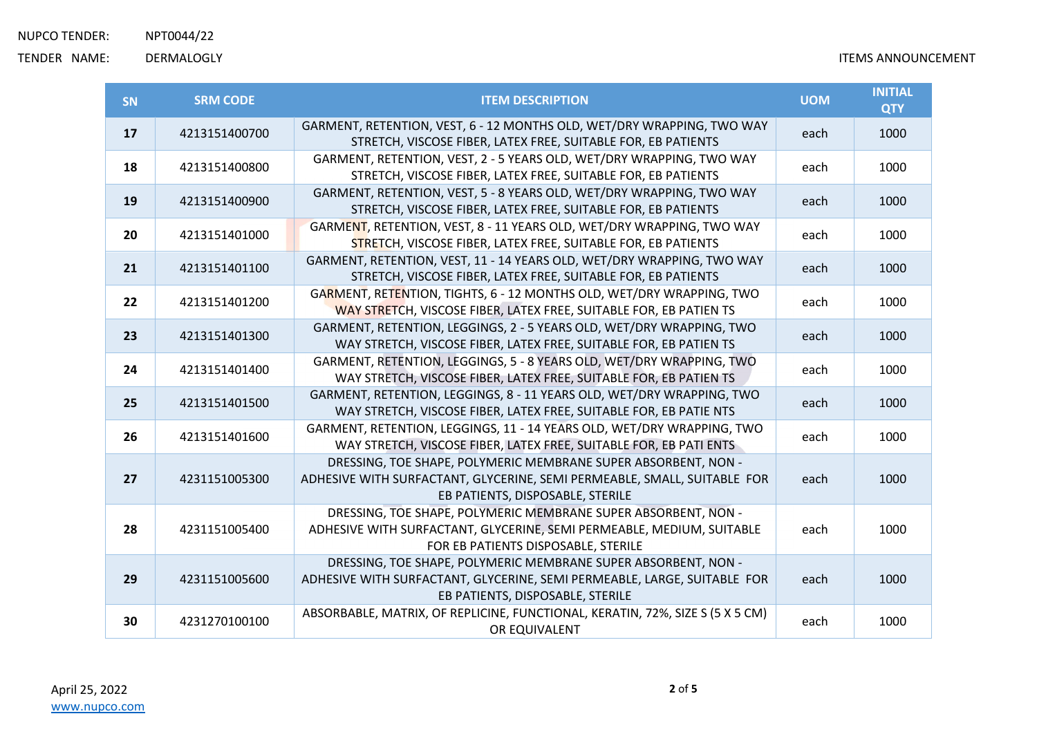NUPCO TENDER: NPT0044/22

TENDER NAME: DERMALOGLY

ITEMS ANNOUNCEMENT

| SN | SRM CODE | ITEM DESCRIPTION | UOM | INITIAL QTY |
|---|---|---|---|---|
| 17 | 4213151400700 | GARMENT, RETENTION, VEST, 6 - 12 MONTHS OLD, WET/DRY WRAPPING, TWO WAY STRETCH, VISCOSE FIBER, LATEX FREE, SUITABLE FOR, EB PATIENTS | each | 1000 |
| 18 | 4213151400800 | GARMENT, RETENTION, VEST, 2 - 5 YEARS OLD, WET/DRY WRAPPING, TWO WAY STRETCH, VISCOSE FIBER, LATEX FREE, SUITABLE FOR, EB PATIENTS | each | 1000 |
| 19 | 4213151400900 | GARMENT, RETENTION, VEST, 5 - 8 YEARS OLD, WET/DRY WRAPPING, TWO WAY STRETCH, VISCOSE FIBER, LATEX FREE, SUITABLE FOR, EB PATIENTS | each | 1000 |
| 20 | 4213151401000 | GARMENT, RETENTION, VEST, 8 - 11 YEARS OLD, WET/DRY WRAPPING, TWO WAY STRETCH, VISCOSE FIBER, LATEX FREE, SUITABLE FOR, EB PATIENTS | each | 1000 |
| 21 | 4213151401100 | GARMENT, RETENTION, VEST, 11 - 14 YEARS OLD, WET/DRY WRAPPING, TWO WAY STRETCH, VISCOSE FIBER, LATEX FREE, SUITABLE FOR, EB PATIENTS | each | 1000 |
| 22 | 4213151401200 | GARMENT, RETENTION, TIGHTS, 6 - 12 MONTHS OLD, WET/DRY WRAPPING, TWO WAY STRETCH, VISCOSE FIBER, LATEX FREE, SUITABLE FOR, EB PATIEN TS | each | 1000 |
| 23 | 4213151401300 | GARMENT, RETENTION, LEGGINGS, 2 - 5 YEARS OLD, WET/DRY WRAPPING, TWO WAY STRETCH, VISCOSE FIBER, LATEX FREE, SUITABLE FOR, EB PATIEN TS | each | 1000 |
| 24 | 4213151401400 | GARMENT, RETENTION, LEGGINGS, 5 - 8 YEARS OLD, WET/DRY WRAPPING, TWO WAY STRETCH, VISCOSE FIBER, LATEX FREE, SUITABLE FOR, EB PATIEN TS | each | 1000 |
| 25 | 4213151401500 | GARMENT, RETENTION, LEGGINGS, 8 - 11 YEARS OLD, WET/DRY WRAPPING, TWO WAY STRETCH, VISCOSE FIBER, LATEX FREE, SUITABLE FOR, EB PATIE NTS | each | 1000 |
| 26 | 4213151401600 | GARMENT, RETENTION, LEGGINGS, 11 - 14 YEARS OLD, WET/DRY WRAPPING, TWO WAY STRETCH, VISCOSE FIBER, LATEX FREE, SUITABLE FOR, EB PATI ENTS | each | 1000 |
| 27 | 4231151005300 | DRESSING, TOE SHAPE, POLYMERIC MEMBRANE SUPER ABSORBENT, NON - ADHESIVE WITH SURFACTANT, GLYCERINE, SEMI PERMEABLE, SMALL, SUITABLE FOR EB PATIENTS, DISPOSABLE, STERILE | each | 1000 |
| 28 | 4231151005400 | DRESSING, TOE SHAPE, POLYMERIC MEMBRANE SUPER ABSORBENT, NON - ADHESIVE WITH SURFACTANT, GLYCERINE, SEMI PERMEABLE, MEDIUM, SUITABLE FOR EB PATIENTS DISPOSABLE, STERILE | each | 1000 |
| 29 | 4231151005600 | DRESSING, TOE SHAPE, POLYMERIC MEMBRANE SUPER ABSORBENT, NON - ADHESIVE WITH SURFACTANT, GLYCERINE, SEMI PERMEABLE, LARGE, SUITABLE FOR EB PATIENTS, DISPOSABLE, STERILE | each | 1000 |
| 30 | 4231270100100 | ABSORBABLE, MATRIX, OF REPLICINE, FUNCTIONAL, KERATIN, 72%, SIZE S (5 X 5 CM) OR EQUIVALENT | each | 1000 |

April 25, 2022

www.nupco.com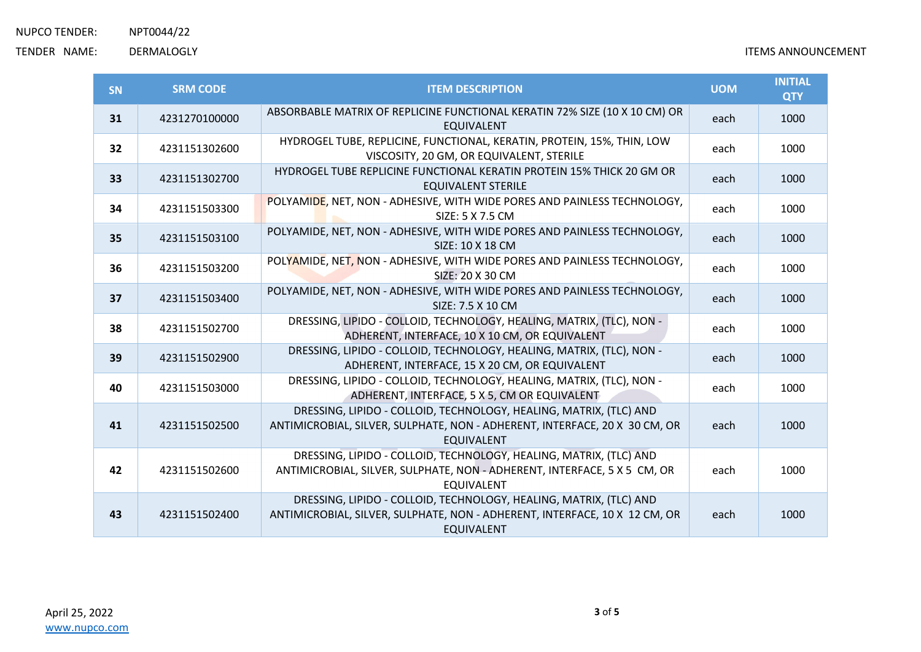NUPCO TENDER: NPT0044/22

TENDER NAME: DERMALOGLY

ITEMS ANNOUNCEMENT

| SN | SRM CODE | ITEM DESCRIPTION | UOM | INITIAL QTY |
|---|---|---|---|---|
| 31 | 4231270100000 | ABSORBABLE MATRIX OF REPLICINE FUNCTIONAL KERATIN 72% SIZE (10 X 10 CM) OR EQUIVALENT | each | 1000 |
| 32 | 4231151302600 | HYDROGEL TUBE, REPLICINE, FUNCTIONAL, KERATIN, PROTEIN, 15%, THIN, LOW VISCOSITY, 20 GM, OR EQUIVALENT, STERILE | each | 1000 |
| 33 | 4231151302700 | HYDROGEL TUBE REPLICINE FUNCTIONAL KERATIN PROTEIN 15% THICK 20 GM OR EQUIVALENT STERILE | each | 1000 |
| 34 | 4231151503300 | POLYAMIDE, NET, NON - ADHESIVE, WITH WIDE PORES AND PAINLESS TECHNOLOGY, SIZE: 5 X 7.5 CM | each | 1000 |
| 35 | 4231151503100 | POLYAMIDE, NET, NON - ADHESIVE, WITH WIDE PORES AND PAINLESS TECHNOLOGY, SIZE: 10 X 18 CM | each | 1000 |
| 36 | 4231151503200 | POLYAMIDE, NET, NON - ADHESIVE, WITH WIDE PORES AND PAINLESS TECHNOLOGY, SIZE: 20 X 30 CM | each | 1000 |
| 37 | 4231151503400 | POLYAMIDE, NET, NON - ADHESIVE, WITH WIDE PORES AND PAINLESS TECHNOLOGY, SIZE: 7.5 X 10 CM | each | 1000 |
| 38 | 4231151502700 | DRESSING, LIPIDO - COLLOID, TECHNOLOGY, HEALING, MATRIX, (TLC), NON - ADHERENT, INTERFACE, 10 X 10 CM, OR EQUIVALENT | each | 1000 |
| 39 | 4231151502900 | DRESSING, LIPIDO - COLLOID, TECHNOLOGY, HEALING, MATRIX, (TLC), NON - ADHERENT, INTERFACE, 15 X 20 CM, OR EQUIVALENT | each | 1000 |
| 40 | 4231151503000 | DRESSING, LIPIDO - COLLOID, TECHNOLOGY, HEALING, MATRIX, (TLC), NON - ADHERENT, INTERFACE, 5 X 5, CM OR EQUIVALENT | each | 1000 |
| 41 | 4231151502500 | DRESSING, LIPIDO - COLLOID, TECHNOLOGY, HEALING, MATRIX, (TLC) AND ANTIMICROBIAL, SILVER, SULPHATE, NON - ADHERENT, INTERFACE, 20 X 30 CM, OR EQUIVALENT | each | 1000 |
| 42 | 4231151502600 | DRESSING, LIPIDO - COLLOID, TECHNOLOGY, HEALING, MATRIX, (TLC) AND ANTIMICROBIAL, SILVER, SULPHATE, NON - ADHERENT, INTERFACE, 5 X 5 CM, OR EQUIVALENT | each | 1000 |
| 43 | 4231151502400 | DRESSING, LIPIDO - COLLOID, TECHNOLOGY, HEALING, MATRIX, (TLC) AND ANTIMICROBIAL, SILVER, SULPHATE, NON - ADHERENT, INTERFACE, 10 X 12 CM, OR EQUIVALENT | each | 1000 |

April 25, 2022

www.nupco.com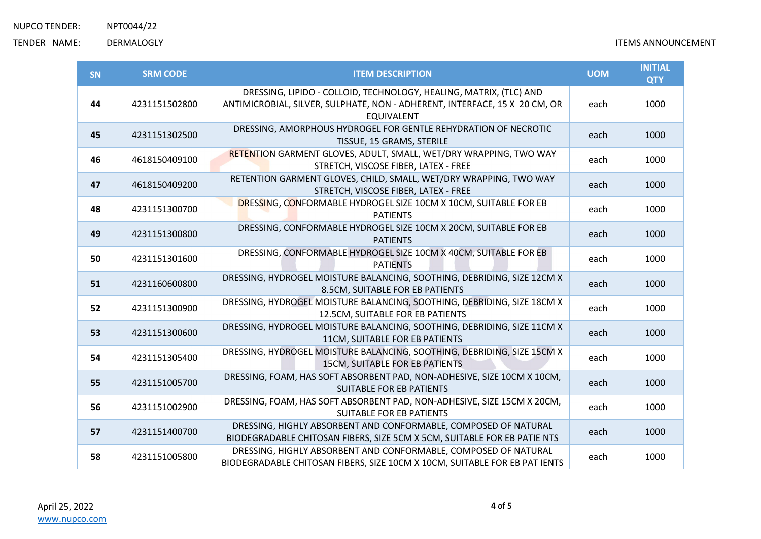NUPCO TENDER: NPT0044/22

TENDER NAME: DERMALOGLY

ITEMS ANNOUNCEMENT

| SN | SRM CODE | ITEM DESCRIPTION | UOM | INITIAL QTY |
|---|---|---|---|---|
| 44 | 4231151502800 | DRESSING, LIPIDO - COLLOID, TECHNOLOGY, HEALING, MATRIX, (TLC) AND ANTIMICROBIAL, SILVER, SULPHATE, NON - ADHERENT, INTERFACE, 15 X 20 CM, OR EQUIVALENT | each | 1000 |
| 45 | 4231151302500 | DRESSING, AMORPHOUS HYDROGEL FOR GENTLE REHYDRATION OF NECROTIC TISSUE, 15 GRAMS, STERILE | each | 1000 |
| 46 | 4618150409100 | RETENTION GARMENT GLOVES, ADULT, SMALL, WET/DRY WRAPPING, TWO WAY STRETCH, VISCOSE FIBER, LATEX - FREE | each | 1000 |
| 47 | 4618150409200 | RETENTION GARMENT GLOVES, CHILD, SMALL, WET/DRY WRAPPING, TWO WAY STRETCH, VISCOSE FIBER, LATEX - FREE | each | 1000 |
| 48 | 4231151300700 | DRESSING, CONFORMABLE HYDROGEL SIZE 10CM X 10CM, SUITABLE FOR EB PATIENTS | each | 1000 |
| 49 | 4231151300800 | DRESSING, CONFORMABLE HYDROGEL SIZE 10CM X 20CM, SUITABLE FOR EB PATIENTS | each | 1000 |
| 50 | 4231151301600 | DRESSING, CONFORMABLE HYDROGEL SIZE 10CM X 40CM, SUITABLE FOR EB PATIENTS | each | 1000 |
| 51 | 4231160600800 | DRESSING, HYDROGEL MOISTURE BALANCING, SOOTHING, DEBRIDING, SIZE 12CM X 8.5CM, SUITABLE FOR EB PATIENTS | each | 1000 |
| 52 | 4231151300900 | DRESSING, HYDROGEL MOISTURE BALANCING, SOOTHING, DEBRIDING, SIZE 18CM X 12.5CM, SUITABLE FOR EB PATIENTS | each | 1000 |
| 53 | 4231151300600 | DRESSING, HYDROGEL MOISTURE BALANCING, SOOTHING, DEBRIDING, SIZE 11CM X 11CM, SUITABLE FOR EB PATIENTS | each | 1000 |
| 54 | 4231151305400 | DRESSING, HYDROGEL MOISTURE BALANCING, SOOTHING, DEBRIDING, SIZE 15CM X 15CM, SUITABLE FOR EB PATIENTS | each | 1000 |
| 55 | 4231151005700 | DRESSING, FOAM, HAS SOFT ABSORBENT PAD, NON-ADHESIVE, SIZE 10CM X 10CM, SUITABLE FOR EB PATIENTS | each | 1000 |
| 56 | 4231151002900 | DRESSING, FOAM, HAS SOFT ABSORBENT PAD, NON-ADHESIVE, SIZE 15CM X 20CM, SUITABLE FOR EB PATIENTS | each | 1000 |
| 57 | 4231151400700 | DRESSING, HIGHLY ABSORBENT AND CONFORMABLE, COMPOSED OF NATURAL BIODEGRADABLE CHITOSAN FIBERS, SIZE 5CM X 5CM, SUITABLE FOR EB PATIE NTS | each | 1000 |
| 58 | 4231151005800 | DRESSING, HIGHLY ABSORBENT AND CONFORMABLE, COMPOSED OF NATURAL BIODEGRADABLE CHITOSAN FIBERS, SIZE 10CM X 10CM, SUITABLE FOR EB PAT IENTS | each | 1000 |

April 25, 2022

www.nupco.com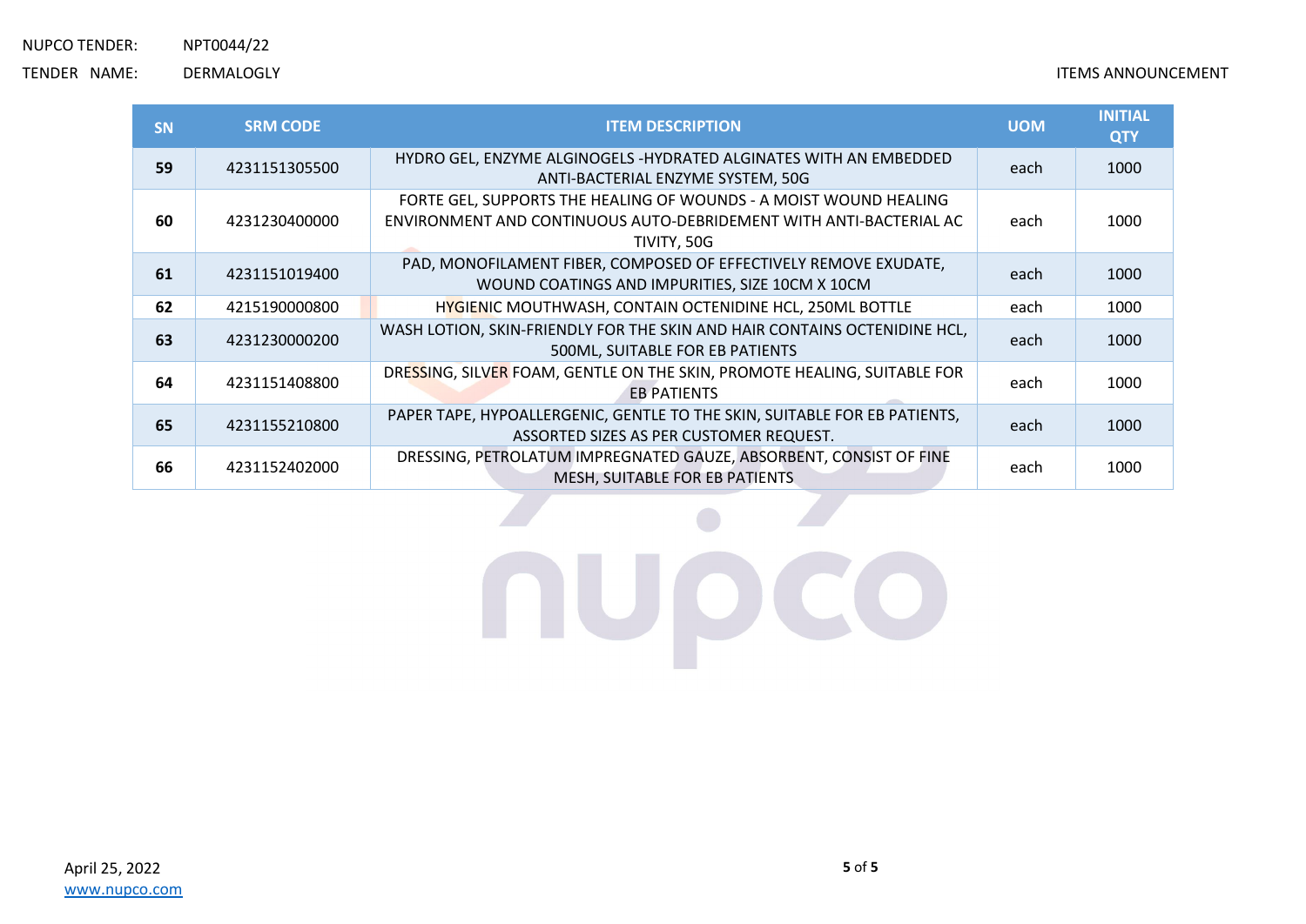NUPCO TENDER: NPT0044/22

TENDER NAME: DERMALOGLY

ITEMS ANNOUNCEMENT

| SN | SRM CODE | ITEM DESCRIPTION | UOM | INITIAL QTY |
|---|---|---|---|---|
| 59 | 4231151305500 | HYDRO GEL, ENZYME ALGINOGELS -HYDRATED ALGINATES WITH AN EMBEDDED ANTI-BACTERIAL ENZYME SYSTEM, 50G | each | 1000 |
| 60 | 4231230400000 | FORTE GEL, SUPPORTS THE HEALING OF WOUNDS - A MOIST WOUND HEALING ENVIRONMENT AND CONTINUOUS AUTO-DEBRIDEMENT WITH ANTI-BACTERIAL AC TIVITY, 50G | each | 1000 |
| 61 | 4231151019400 | PAD, MONOFILAMENT FIBER, COMPOSED OF EFFECTIVELY REMOVE EXUDATE, WOUND COATINGS AND IMPURITIES, SIZE 10CM X 10CM | each | 1000 |
| 62 | 4215190000800 | HYGIENIC MOUTHWASH, CONTAIN OCTENIDINE HCL, 250ML BOTTLE | each | 1000 |
| 63 | 4231230000200 | WASH LOTION, SKIN-FRIENDLY FOR THE SKIN AND HAIR CONTAINS OCTENIDINE HCL, 500ML, SUITABLE FOR EB PATIENTS | each | 1000 |
| 64 | 4231151408800 | DRESSING, SILVER FOAM, GENTLE ON THE SKIN, PROMOTE HEALING, SUITABLE FOR EB PATIENTS | each | 1000 |
| 65 | 4231155210800 | PAPER TAPE, HYPOALLERGENIC, GENTLE TO THE SKIN, SUITABLE FOR EB PATIENTS, ASSORTED SIZES AS PER CUSTOMER REQUEST. | each | 1000 |
| 66 | 4231152402000 | DRESSING, PETROLATUM IMPREGNATED GAUZE, ABSORBENT, CONSIST OF FINE MESH, SUITABLE FOR EB PATIENTS | each | 1000 |

April 25, 2022

www.nupco.com